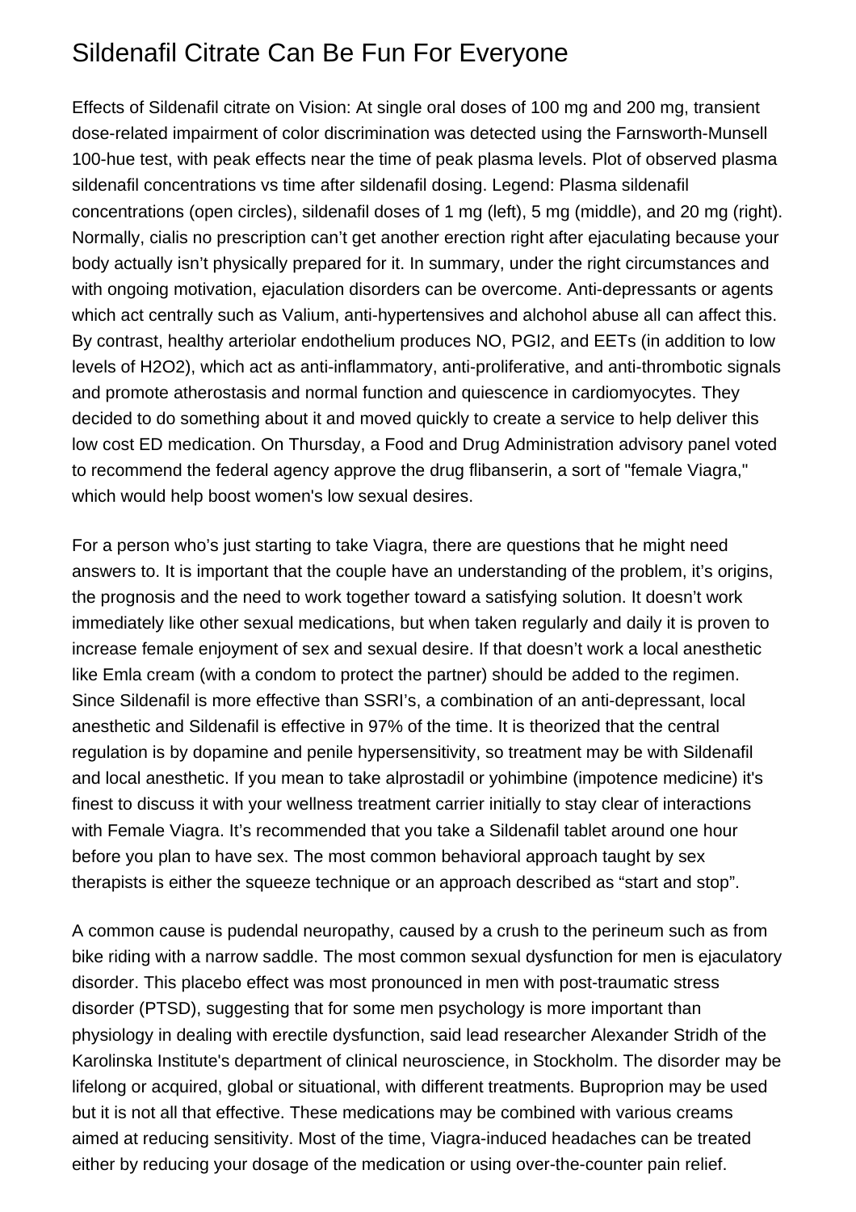# Sildenafil Citrate Can Be Fun For Everyone

Effects of Sildenafil citrate on Vision: At single oral doses of 100 mg and 200 mg, transient dose-related impairment of color discrimination was detected using the Farnsworth-Munsell 100-hue test, with peak effects near the time of peak plasma levels. Plot of observed plasma sildenafil concentrations vs time after sildenafil dosing. Legend: Plasma sildenafil concentrations (open circles), sildenafil doses of 1 mg (left), 5 mg (middle), and 20 mg (right). Normally, cialis no prescription can't get another erection right after ejaculating because your body actually isn't physically prepared for it. In summary, under the right circumstances and with ongoing motivation, ejaculation disorders can be overcome. Anti-depressants or agents which act centrally such as Valium, anti-hypertensives and alchohol abuse all can affect this. By contrast, healthy arteriolar endothelium produces NO, PGI2, and EETs (in addition to low levels of $H_2O_2$), which act as anti-inflammatory, anti-proliferative, and anti-thrombotic signals and promote atherostasis and normal function and quiescence in cardiomyocytes. They decided to do something about it and moved quickly to create a service to help deliver this low cost ED medication. On Thursday, a Food and Drug Administration advisory panel voted to recommend the federal agency approve the drug flibanserin, a sort of "female Viagra," which would help boost women's low sexual desires.

For a person who's just starting to take Viagra, there are questions that he might need answers to. It is important that the couple have an understanding of the problem, it's origins, the prognosis and the need to work together toward a satisfying solution. It doesn't work immediately like other sexual medications, but when taken regularly and daily it is proven to increase female enjoyment of sex and sexual desire. If that doesn't work a local anesthetic like Emla cream (with a condom to protect the partner) should be added to the regimen. Since Sildenafil is more effective than SSRI's, a combination of an anti-depressant, local anesthetic and Sildenafil is effective in 97% of the time. It is theorized that the central regulation is by dopamine and penile hypersensitivity, so treatment may be with Sildenafil and local anesthetic. If you mean to take alprostadil or yohimbine (impotence medicine) it's finest to discuss it with your wellness treatment carrier initially to stay clear of interactions with Female Viagra. It's recommended that you take a Sildenafil tablet around one hour before you plan to have sex. The most common behavioral approach taught by sex therapists is either the squeeze technique or an approach described as "start and stop".

A common cause is pudendal neuropathy, caused by a crush to the perineum such as from bike riding with a narrow saddle. The most common sexual dysfunction for men is ejaculatory disorder. This placebo effect was most pronounced in men with post-traumatic stress disorder (PTSD), suggesting that for some men psychology is more important than physiology in dealing with erectile dysfunction, said lead researcher Alexander Stridh of the Karolinska Institute's department of clinical neuroscience, in Stockholm. The disorder may be lifelong or acquired, global or situational, with different treatments. Buproprion may be used but it is not all that effective. These medications may be combined with various creams aimed at reducing sensitivity. Most of the time, Viagra-induced headaches can be treated either by reducing your dosage of the medication or using over-the-counter pain relief.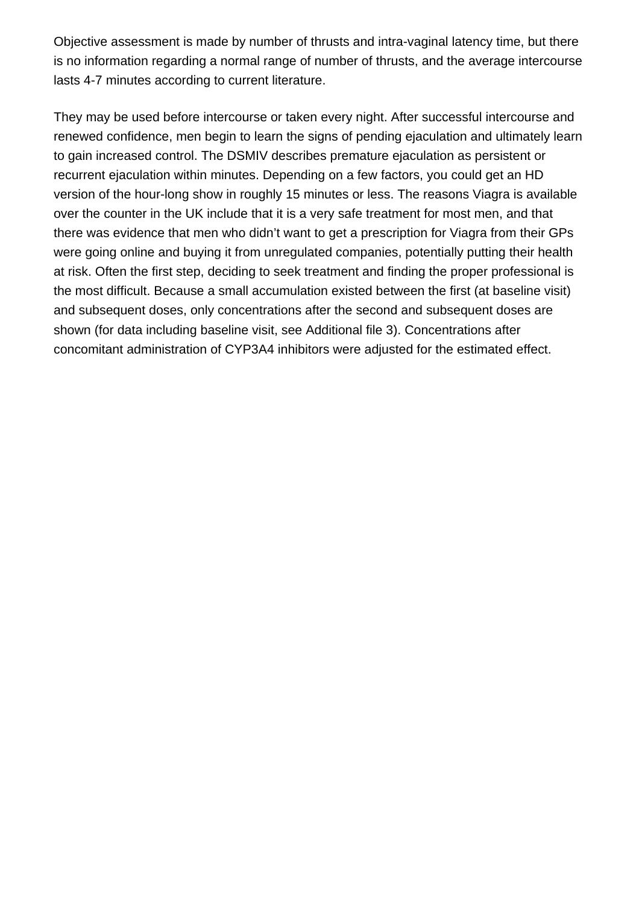Objective assessment is made by number of thrusts and intra-vaginal latency time, but there is no information regarding a normal range of number of thrusts, and the average intercourse lasts 4-7 minutes according to current literature.

They may be used before intercourse or taken every night. After successful intercourse and renewed confidence, men begin to learn the signs of pending ejaculation and ultimately learn to gain increased control. The DSMIV describes premature ejaculation as persistent or recurrent ejaculation within minutes. Depending on a few factors, you could get an HD version of the hour-long show in roughly 15 minutes or less. The reasons Viagra is available over the counter in the UK include that it is a very safe treatment for most men, and that there was evidence that men who didn't want to get a prescription for Viagra from their GPs were going online and buying it from unregulated companies, potentially putting their health at risk. Often the first step, deciding to seek treatment and finding the proper professional is the most difficult. Because a small accumulation existed between the first (at baseline visit) and subsequent doses, only concentrations after the second and subsequent doses are shown (for data including baseline visit, see Additional file 3). Concentrations after concomitant administration of CYP3A4 inhibitors were adjusted for the estimated effect.